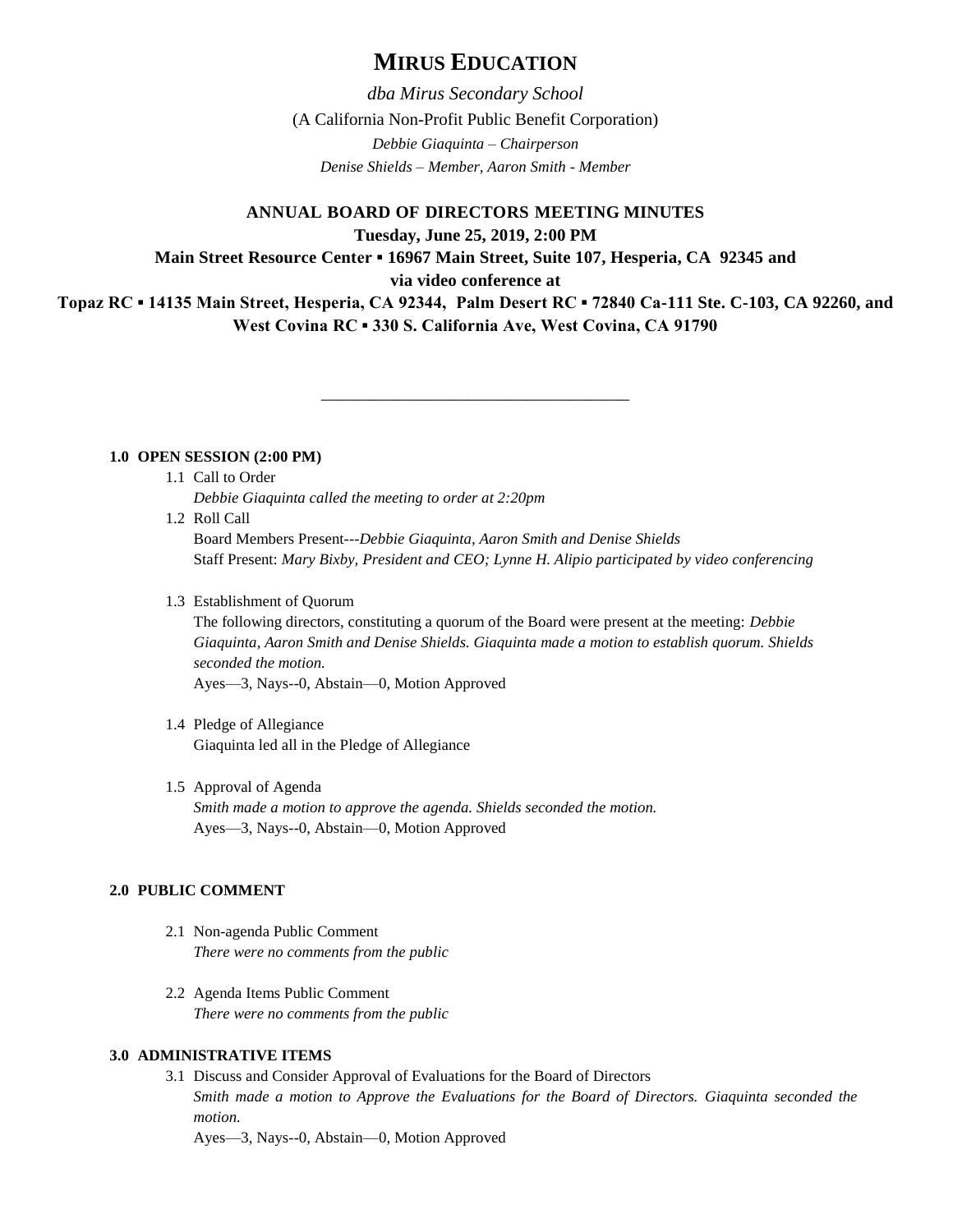# MIRUS EDUCATION

*dba Mirus Secondary School*

(A California Non-Profit Public Benefit Corporation)

*Debbie Giaquinta – Chairperson*

*Denise Shields – Member, Aaron Smith - Member*

**ANNUAL BOARD OF DIRECTORS MEETING MINUTES**

**Tuesday, June 25, 2019, 2:00 PM**

**Main Street Resource Center ▪ 16967 Main Street, Suite 107, Hesperia, CA 92345 and via video conference at**

**Topaz RC ▪ 14135 Main Street, Hesperia, CA 92344, Palm Desert RC ▪ 72840 Ca-111 Ste. C-103, CA 92260, and West Covina RC ▪ 330 S. California Ave, West Covina, CA 91790**

---

**1.0 OPEN SESSION (2:00 PM)**

1.1 Call to Order
*Debbie Giaquinta called the meeting to order at 2:20pm*

1.2 Roll Call
Board Members Present---*Debbie Giaquinta, Aaron Smith and Denise Shields*
Staff Present: *Mary Bixby, President and CEO; Lynne H. Alipio participated by video conferencing*

1.3 Establishment of Quorum
The following directors, constituting a quorum of the Board were present at the meeting: *Debbie Giaquinta, Aaron Smith and Denise Shields. Giaquinta made a motion to establish quorum. Shields seconded the motion.*
Ayes—3, Nays--0, Abstain—0, Motion Approved

1.4 Pledge of Allegiance
Giaquinta led all in the Pledge of Allegiance

1.5 Approval of Agenda
*Smith made a motion to approve the agenda. Shields seconded the motion.*
Ayes—3, Nays--0, Abstain—0, Motion Approved

**2.0 PUBLIC COMMENT**

2.1 Non-agenda Public Comment
*There were no comments from the public*

2.2 Agenda Items Public Comment
*There were no comments from the public*

**3.0 ADMINISTRATIVE ITEMS**

3.1 Discuss and Consider Approval of Evaluations for the Board of Directors
*Smith made a motion to Approve the Evaluations for the Board of Directors. Giaquinta seconded the motion.*
Ayes—3, Nays--0, Abstain—0, Motion Approved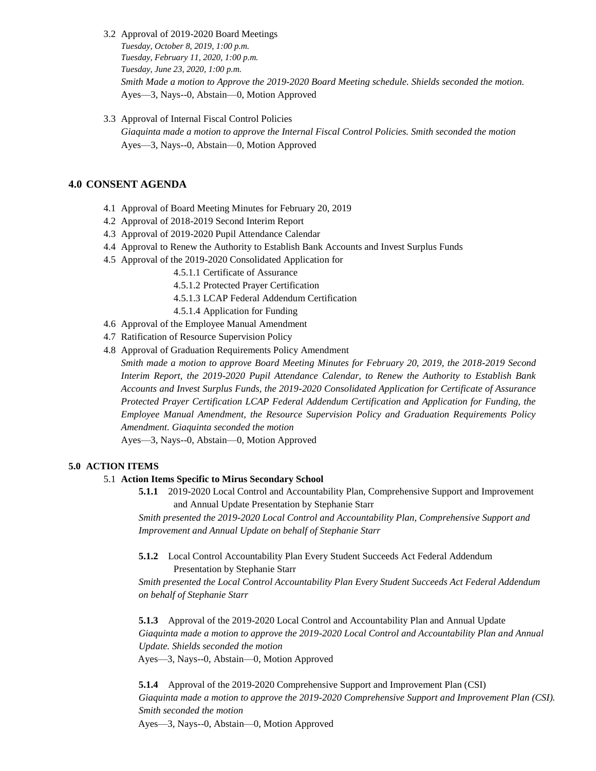3.2 Approval of 2019-2020 Board Meetings

*Tuesday, October 8, 2019, 1:00 p.m.*
*Tuesday, February 11, 2020, 1:00 p.m.*
*Tuesday, June 23, 2020, 1:00 p.m.*
*Smith Made a motion to Approve the 2019-2020 Board Meeting schedule. Shields seconded the motion.*
Ayes—3, Nays--0, Abstain—0, Motion Approved

3.3 Approval of Internal Fiscal Control Policies

*Giaquinta made a motion to approve the Internal Fiscal Control Policies. Smith seconded the motion*
Ayes—3, Nays--0, Abstain—0, Motion Approved

## 4.0 CONSENT AGENDA

4.1 Approval of Board Meeting Minutes for February 20, 2019
4.2 Approval of 2018-2019 Second Interim Report
4.3 Approval of 2019-2020 Pupil Attendance Calendar
4.4 Approval to Renew the Authority to Establish Bank Accounts and Invest Surplus Funds
4.5 Approval of the 2019-2020 Consolidated Application for
  4.5.1.1 Certificate of Assurance
  4.5.1.2 Protected Prayer Certification
  4.5.1.3 LCAP Federal Addendum Certification
  4.5.1.4 Application for Funding
4.6 Approval of the Employee Manual Amendment
4.7 Ratification of Resource Supervision Policy
4.8 Approval of Graduation Requirements Policy Amendment

*Smith made a motion to approve Board Meeting Minutes for February 20, 2019, the 2018-2019 Second Interim Report, the 2019-2020 Pupil Attendance Calendar, to Renew the Authority to Establish Bank Accounts and Invest Surplus Funds, the 2019-2020 Consolidated Application for Certificate of Assurance Protected Prayer Certification LCAP Federal Addendum Certification and Application for Funding, the Employee Manual Amendment, the Resource Supervision Policy and Graduation Requirements Policy Amendment. Giaquinta seconded the motion*
Ayes—3, Nays--0, Abstain—0, Motion Approved

## 5.0 ACTION ITEMS

5.1 **Action Items Specific to Mirus Secondary School**

**5.1.1** 2019-2020 Local Control and Accountability Plan, Comprehensive Support and Improvement and Annual Update Presentation by Stephanie Starr

*Smith presented the 2019-2020 Local Control and Accountability Plan, Comprehensive Support and Improvement and Annual Update on behalf of Stephanie Starr*

**5.1.2** Local Control Accountability Plan Every Student Succeeds Act Federal Addendum Presentation by Stephanie Starr

*Smith presented the Local Control Accountability Plan Every Student Succeeds Act Federal Addendum on behalf of Stephanie Starr*

**5.1.3** Approval of the 2019-2020 Local Control and Accountability Plan and Annual Update

*Giaquinta made a motion to approve the 2019-2020 Local Control and Accountability Plan and Annual Update. Shields seconded the motion*
Ayes—3, Nays--0, Abstain—0, Motion Approved

**5.1.4** Approval of the 2019-2020 Comprehensive Support and Improvement Plan (CSI)

*Giaquinta made a motion to approve the 2019-2020 Comprehensive Support and Improvement Plan (CSI). Smith seconded the motion*
Ayes—3, Nays--0, Abstain—0, Motion Approved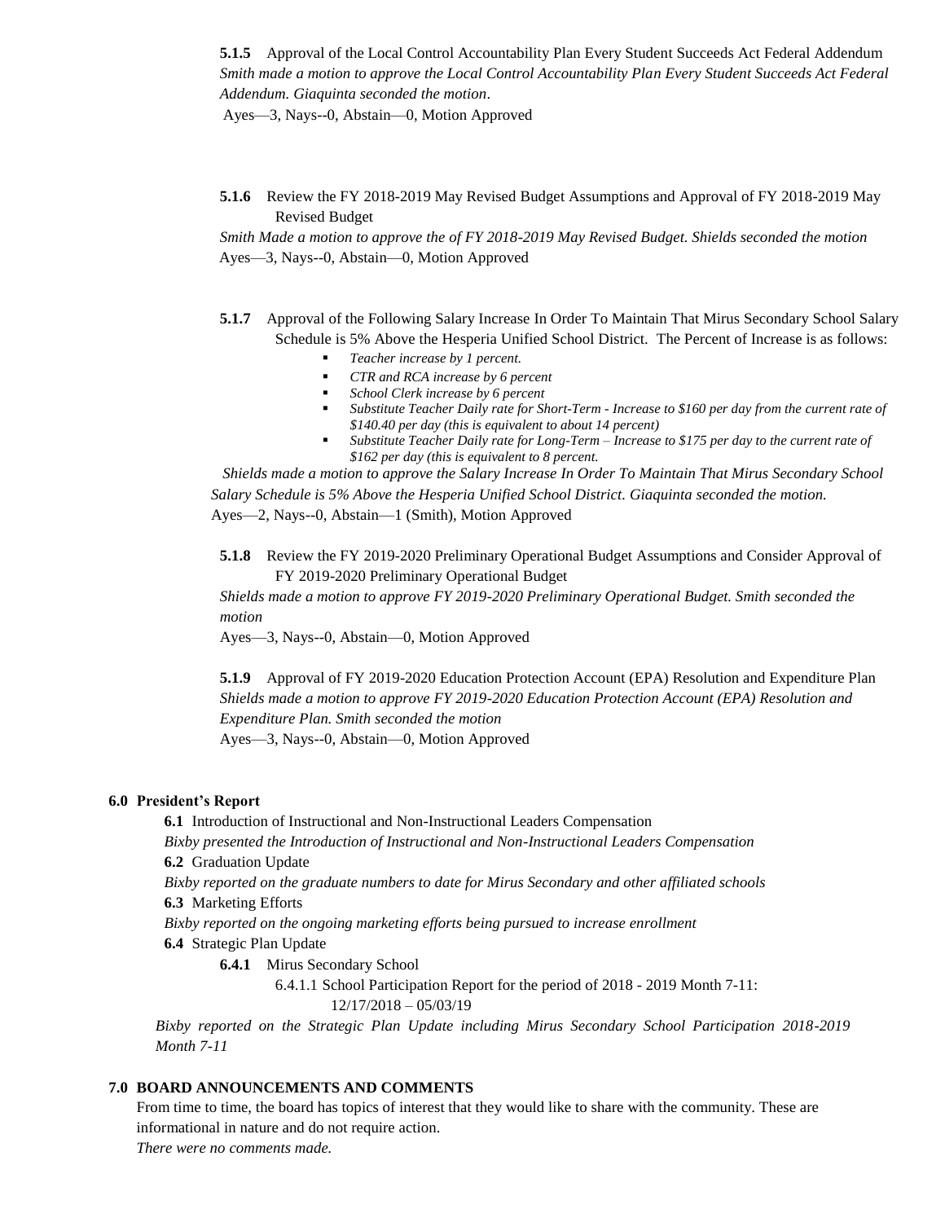**5.1.5** Approval of the Local Control Accountability Plan Every Student Succeeds Act Federal Addendum
*Smith made a motion to approve the Local Control Accountability Plan Every Student Succeeds Act Federal Addendum. Giaquinta seconded the motion*.
Ayes—3, Nays--0, Abstain—0, Motion Approved

**5.1.6** Review the FY 2018-2019 May Revised Budget Assumptions and Approval of FY 2018-2019 May Revised Budget
*Smith Made a motion to approve the of FY 2018-2019 May Revised Budget. Shields seconded the motion*
Ayes—3, Nays--0, Abstain—0, Motion Approved

**5.1.7** Approval of the Following Salary Increase In Order To Maintain That Mirus Secondary School Salary Schedule is 5% Above the Hesperia Unified School District. The Percent of Increase is as follows:

- *Teacher increase by 1 percent.*
- *CTR and RCA increase by 6 percent*
- *School Clerk increase by 6 percent*
- *Substitute Teacher Daily rate for Short-Term - Increase to $160 per day from the current rate of $140.40 per day (this is equivalent to about 14 percent)*
- *Substitute Teacher Daily rate for Long-Term – Increase to $175 per day to the current rate of $162 per day (this is equivalent to 8 percent.*

*Shields made a motion to approve the Salary Increase In Order To Maintain That Mirus Secondary School Salary Schedule is 5% Above the Hesperia Unified School District. Giaquinta seconded the motion.*
Ayes—2, Nays--0, Abstain—1 (Smith), Motion Approved

**5.1.8** Review the FY 2019-2020 Preliminary Operational Budget Assumptions and Consider Approval of FY 2019-2020 Preliminary Operational Budget
*Shields made a motion to approve FY 2019-2020 Preliminary Operational Budget. Smith seconded the motion*
Ayes—3, Nays--0, Abstain—0, Motion Approved

**5.1.9** Approval of FY 2019-2020 Education Protection Account (EPA) Resolution and Expenditure Plan
*Shields made a motion to approve FY 2019-2020 Education Protection Account (EPA) Resolution and Expenditure Plan. Smith seconded the motion*
Ayes—3, Nays--0, Abstain—0, Motion Approved

**6.0 President's Report**

**6.1** Introduction of Instructional and Non-Instructional Leaders Compensation
*Bixby presented the Introduction of Instructional and Non-Instructional Leaders Compensation*

**6.2** Graduation Update
*Bixby reported on the graduate numbers to date for Mirus Secondary and other affiliated schools*

**6.3** Marketing Efforts
*Bixby reported on the ongoing marketing efforts being pursued to increase enrollment*

**6.4** Strategic Plan Update

**6.4.1** Mirus Secondary School

6.4.1.1 School Participation Report for the period of 2018 - 2019 Month 7-11: 12/17/2018 – 05/03/19

*Bixby reported on the Strategic Plan Update including Mirus Secondary School Participation 2018-2019 Month 7-11*

**7.0 BOARD ANNOUNCEMENTS AND COMMENTS**

From time to time, the board has topics of interest that they would like to share with the community. These are informational in nature and do not require action.
*There were no comments made.*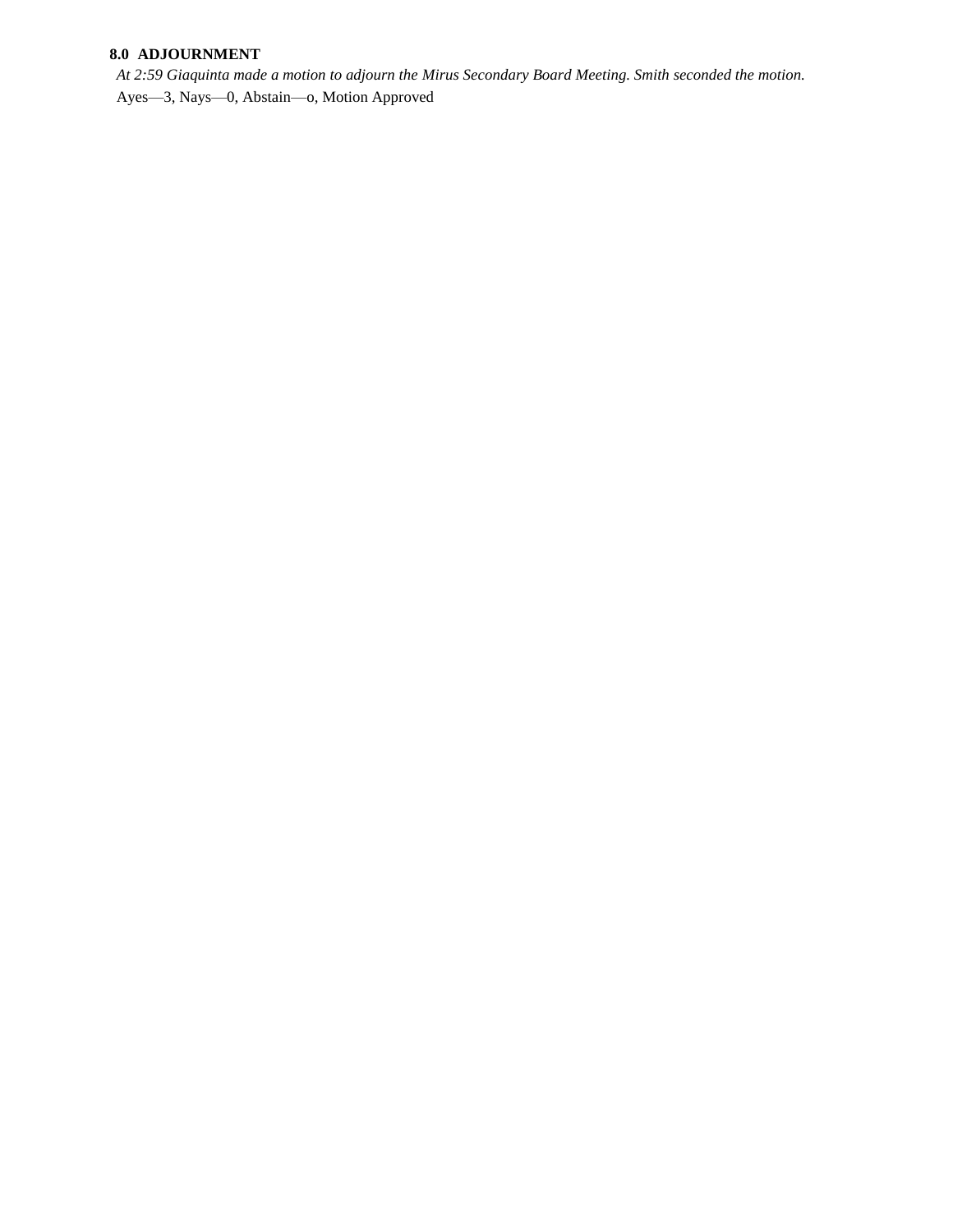**8.0 ADJOURNMENT**

*At 2:59 Giaquinta made a motion to adjourn the Mirus Secondary Board Meeting. Smith seconded the motion.*

Ayes—3, Nays—0, Abstain—o, Motion Approved